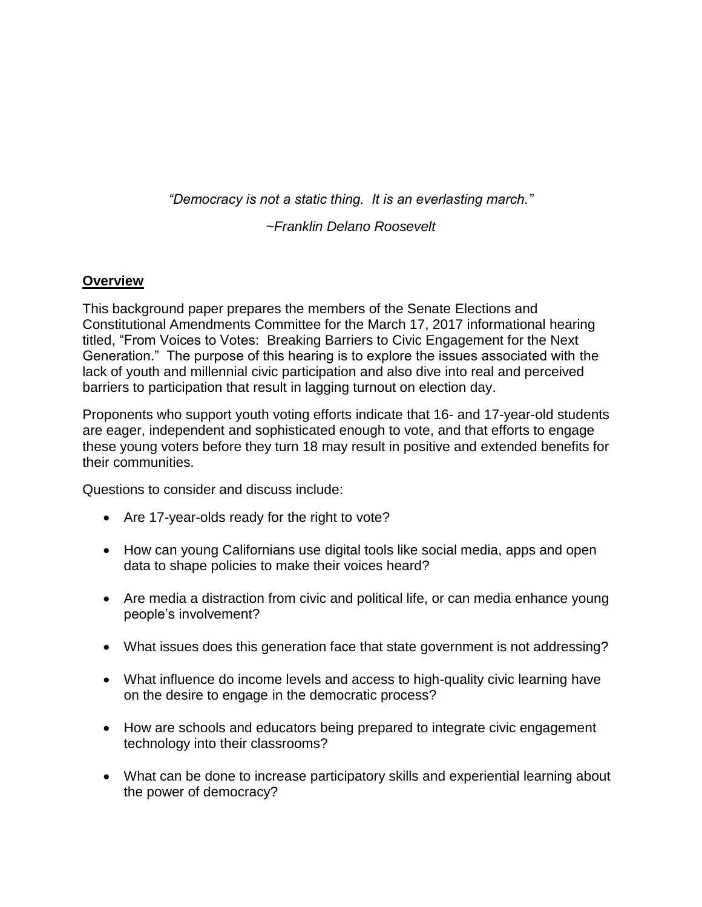*"Democracy is not a static thing. It is an everlasting march."*

*~Franklin Delano Roosevelt*

## Overview

This background paper prepares the members of the Senate Elections and Constitutional Amendments Committee for the March 17, 2017 informational hearing titled, "From Voices to Votes: Breaking Barriers to Civic Engagement for the Next Generation." The purpose of this hearing is to explore the issues associated with the lack of youth and millennial civic participation and also dive into real and perceived barriers to participation that result in lagging turnout on election day.

Proponents who support youth voting efforts indicate that 16- and 17-year-old students are eager, independent and sophisticated enough to vote, and that efforts to engage these young voters before they turn 18 may result in positive and extended benefits for their communities.

Questions to consider and discuss include:

- Are 17-year-olds ready for the right to vote?
- How can young Californians use digital tools like social media, apps and open data to shape policies to make their voices heard?
- Are media a distraction from civic and political life, or can media enhance young people's involvement?
- What issues does this generation face that state government is not addressing?
- What influence do income levels and access to high-quality civic learning have on the desire to engage in the democratic process?
- How are schools and educators being prepared to integrate civic engagement technology into their classrooms?
- What can be done to increase participatory skills and experiential learning about the power of democracy?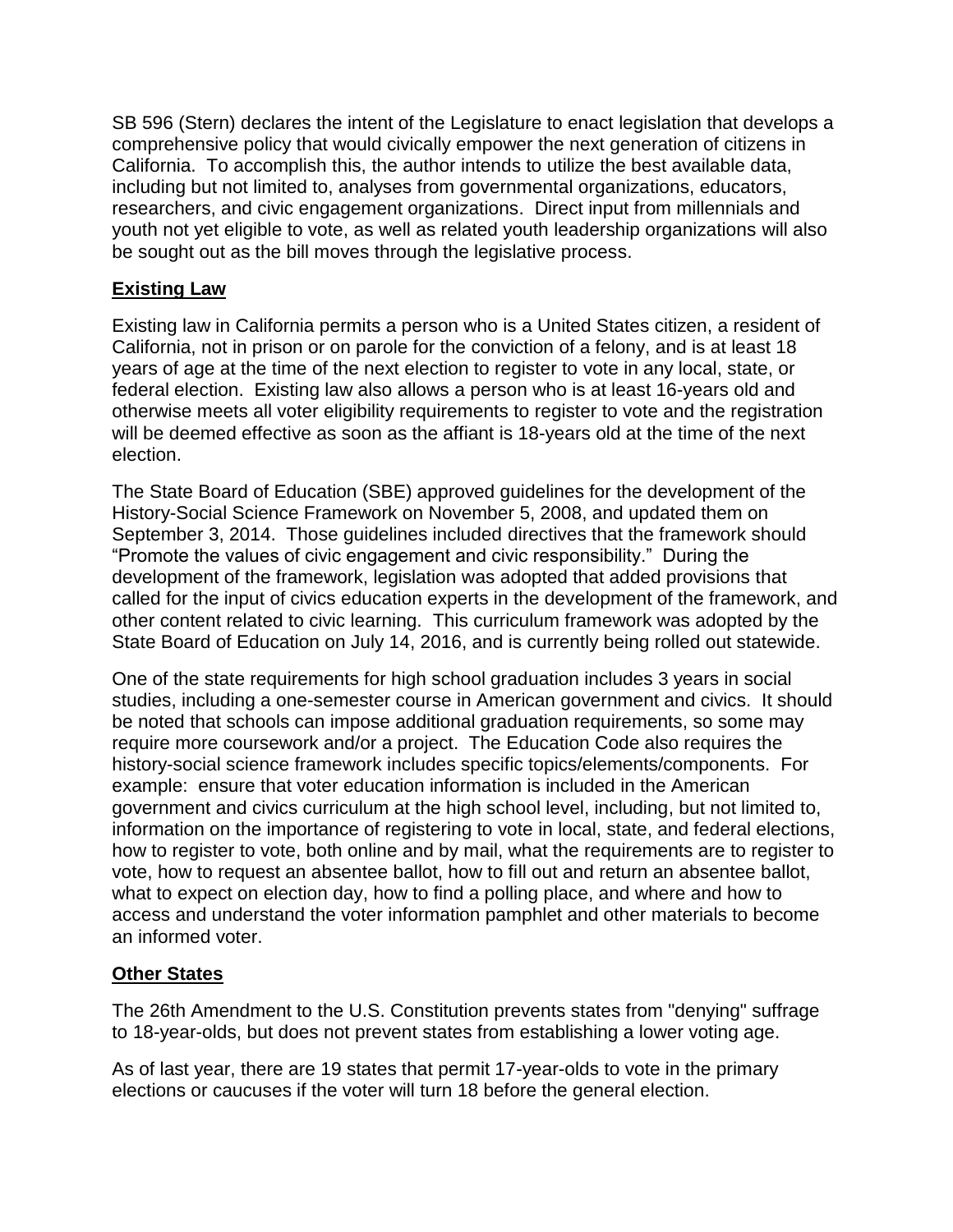SB 596 (Stern) declares the intent of the Legislature to enact legislation that develops a comprehensive policy that would civically empower the next generation of citizens in California. To accomplish this, the author intends to utilize the best available data, including but not limited to, analyses from governmental organizations, educators, researchers, and civic engagement organizations. Direct input from millennials and youth not yet eligible to vote, as well as related youth leadership organizations will also be sought out as the bill moves through the legislative process.

## Existing Law

Existing law in California permits a person who is a United States citizen, a resident of California, not in prison or on parole for the conviction of a felony, and is at least 18 years of age at the time of the next election to register to vote in any local, state, or federal election. Existing law also allows a person who is at least 16-years old and otherwise meets all voter eligibility requirements to register to vote and the registration will be deemed effective as soon as the affiant is 18-years old at the time of the next election.

The State Board of Education (SBE) approved guidelines for the development of the History-Social Science Framework on November 5, 2008, and updated them on September 3, 2014. Those guidelines included directives that the framework should "Promote the values of civic engagement and civic responsibility." During the development of the framework, legislation was adopted that added provisions that called for the input of civics education experts in the development of the framework, and other content related to civic learning. This curriculum framework was adopted by the State Board of Education on July 14, 2016, and is currently being rolled out statewide.

One of the state requirements for high school graduation includes 3 years in social studies, including a one-semester course in American government and civics. It should be noted that schools can impose additional graduation requirements, so some may require more coursework and/or a project. The Education Code also requires the history-social science framework includes specific topics/elements/components. For example: ensure that voter education information is included in the American government and civics curriculum at the high school level, including, but not limited to, information on the importance of registering to vote in local, state, and federal elections, how to register to vote, both online and by mail, what the requirements are to register to vote, how to request an absentee ballot, how to fill out and return an absentee ballot, what to expect on election day, how to find a polling place, and where and how to access and understand the voter information pamphlet and other materials to become an informed voter.

## Other States

The 26th Amendment to the U.S. Constitution prevents states from "denying" suffrage to 18-year-olds, but does not prevent states from establishing a lower voting age.

As of last year, there are 19 states that permit 17-year-olds to vote in the primary elections or caucuses if the voter will turn 18 before the general election.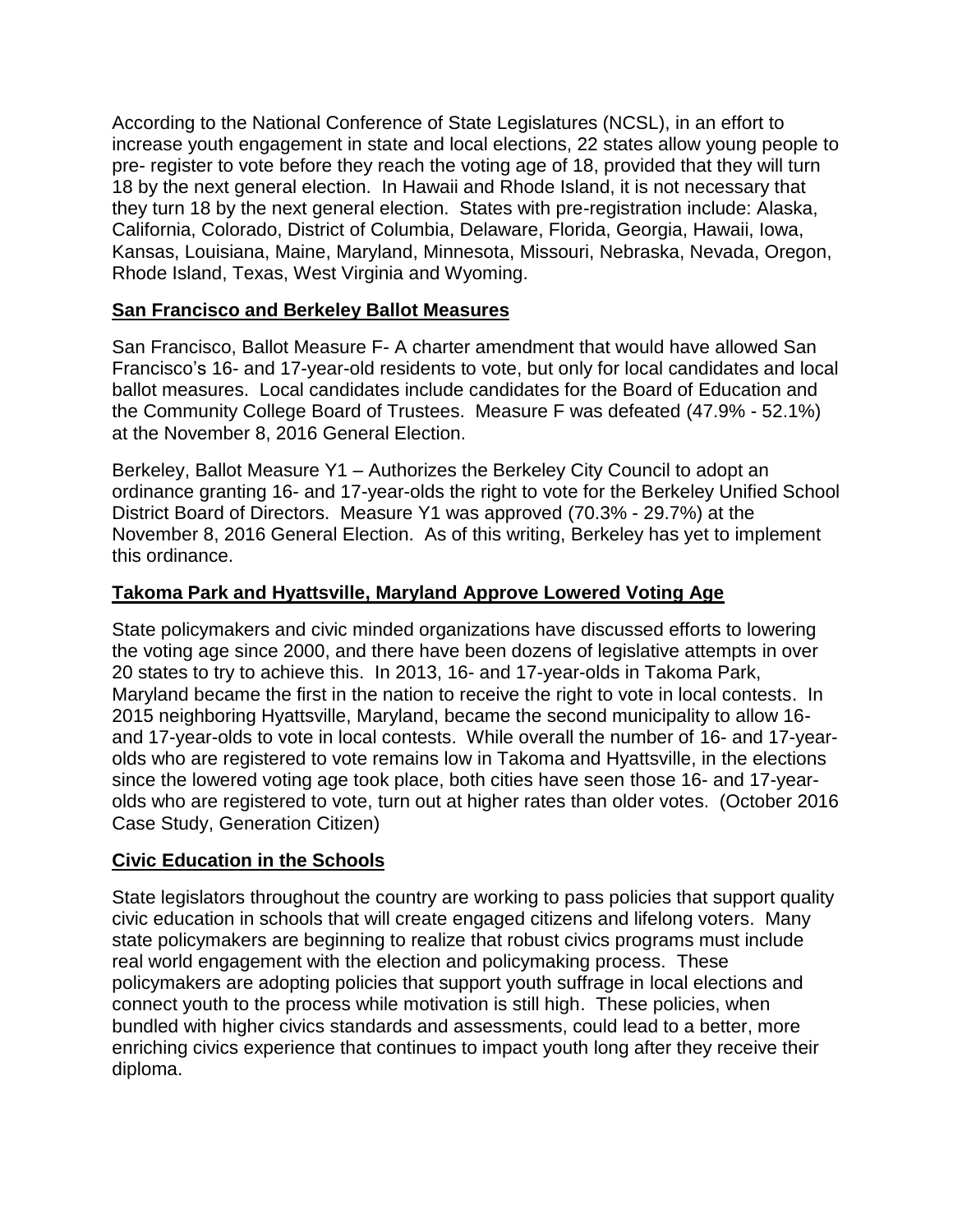According to the National Conference of State Legislatures (NCSL), in an effort to increase youth engagement in state and local elections, 22 states allow young people to pre- register to vote before they reach the voting age of 18, provided that they will turn 18 by the next general election. In Hawaii and Rhode Island, it is not necessary that they turn 18 by the next general election. States with pre-registration include: Alaska, California, Colorado, District of Columbia, Delaware, Florida, Georgia, Hawaii, Iowa, Kansas, Louisiana, Maine, Maryland, Minnesota, Missouri, Nebraska, Nevada, Oregon, Rhode Island, Texas, West Virginia and Wyoming.

## San Francisco and Berkeley Ballot Measures

San Francisco, Ballot Measure F- A charter amendment that would have allowed San Francisco's 16- and 17-year-old residents to vote, but only for local candidates and local ballot measures. Local candidates include candidates for the Board of Education and the Community College Board of Trustees. Measure F was defeated (47.9% - 52.1%) at the November 8, 2016 General Election.

Berkeley, Ballot Measure Y1 – Authorizes the Berkeley City Council to adopt an ordinance granting 16- and 17-year-olds the right to vote for the Berkeley Unified School District Board of Directors. Measure Y1 was approved (70.3% - 29.7%) at the November 8, 2016 General Election. As of this writing, Berkeley has yet to implement this ordinance.

## Takoma Park and Hyattsville, Maryland Approve Lowered Voting Age

State policymakers and civic minded organizations have discussed efforts to lowering the voting age since 2000, and there have been dozens of legislative attempts in over 20 states to try to achieve this. In 2013, 16- and 17-year-olds in Takoma Park, Maryland became the first in the nation to receive the right to vote in local contests. In 2015 neighboring Hyattsville, Maryland, became the second municipality to allow 16- and 17-year-olds to vote in local contests. While overall the number of 16- and 17-year-olds who are registered to vote remains low in Takoma and Hyattsville, in the elections since the lowered voting age took place, both cities have seen those 16- and 17-year-olds who are registered to vote, turn out at higher rates than older votes. (October 2016 Case Study, Generation Citizen)

## Civic Education in the Schools

State legislators throughout the country are working to pass policies that support quality civic education in schools that will create engaged citizens and lifelong voters. Many state policymakers are beginning to realize that robust civics programs must include real world engagement with the election and policymaking process. These policymakers are adopting policies that support youth suffrage in local elections and connect youth to the process while motivation is still high. These policies, when bundled with higher civics standards and assessments, could lead to a better, more enriching civics experience that continues to impact youth long after they receive their diploma.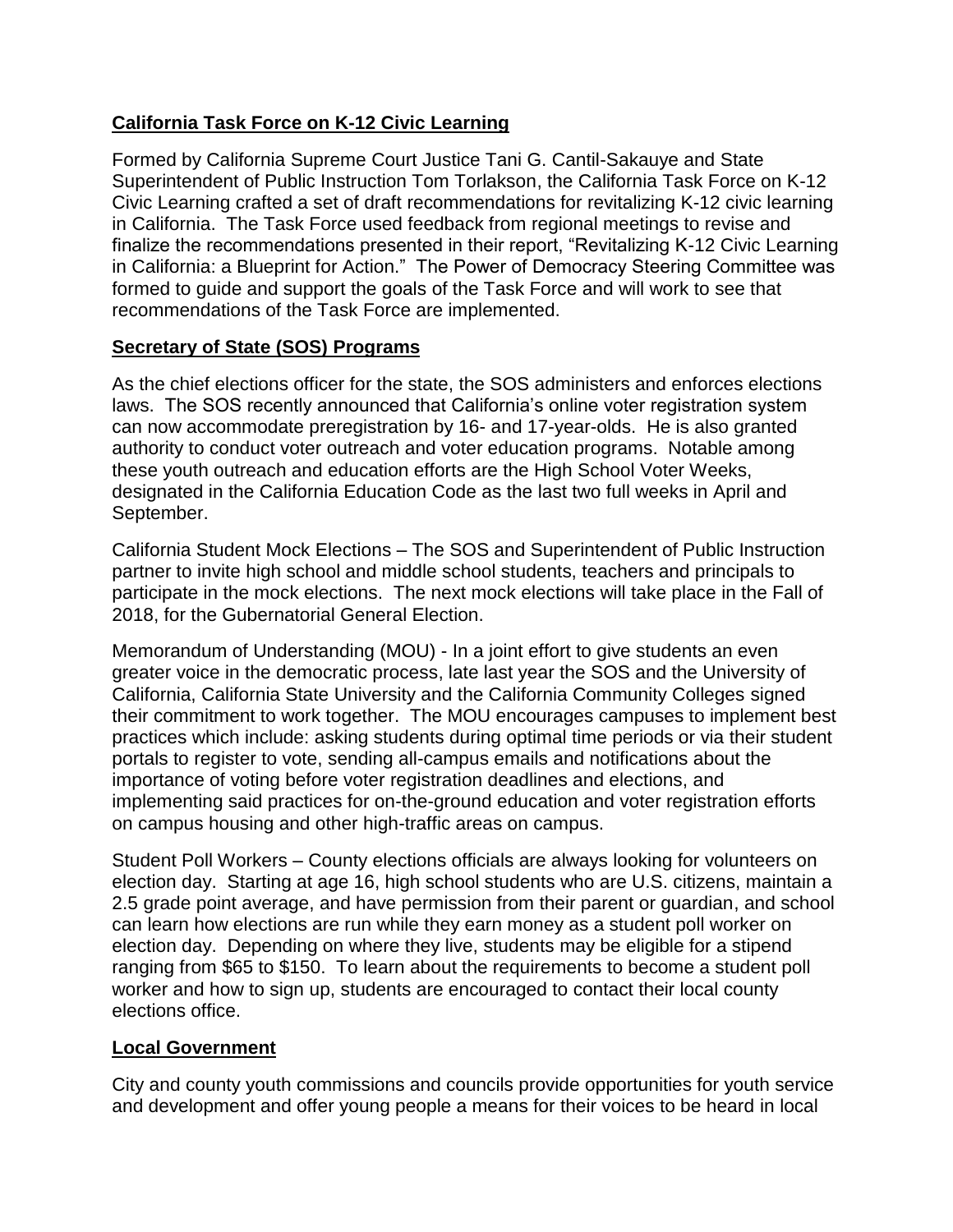## **California Task Force on K-12 Civic Learning**

Formed by California Supreme Court Justice Tani G. Cantil-Sakauye and State Superintendent of Public Instruction Tom Torlakson, the California Task Force on K-12 Civic Learning crafted a set of draft recommendations for revitalizing K-12 civic learning in California. The Task Force used feedback from regional meetings to revise and finalize the recommendations presented in their report, "Revitalizing K-12 Civic Learning in California: a Blueprint for Action." The Power of Democracy Steering Committee was formed to guide and support the goals of the Task Force and will work to see that recommendations of the Task Force are implemented.

## **Secretary of State (SOS) Programs**

As the chief elections officer for the state, the SOS administers and enforces elections laws. The SOS recently announced that California's online voter registration system can now accommodate preregistration by 16- and 17-year-olds. He is also granted authority to conduct voter outreach and voter education programs. Notable among these youth outreach and education efforts are the High School Voter Weeks, designated in the California Education Code as the last two full weeks in April and September.

California Student Mock Elections – The SOS and Superintendent of Public Instruction partner to invite high school and middle school students, teachers and principals to participate in the mock elections. The next mock elections will take place in the Fall of 2018, for the Gubernatorial General Election.

Memorandum of Understanding (MOU) - In a joint effort to give students an even greater voice in the democratic process, late last year the SOS and the University of California, California State University and the California Community Colleges signed their commitment to work together. The MOU encourages campuses to implement best practices which include: asking students during optimal time periods or via their student portals to register to vote, sending all-campus emails and notifications about the importance of voting before voter registration deadlines and elections, and implementing said practices for on-the-ground education and voter registration efforts on campus housing and other high-traffic areas on campus.

Student Poll Workers – County elections officials are always looking for volunteers on election day. Starting at age 16, high school students who are U.S. citizens, maintain a 2.5 grade point average, and have permission from their parent or guardian, and school can learn how elections are run while they earn money as a student poll worker on election day. Depending on where they live, students may be eligible for a stipend ranging from $65 to $150. To learn about the requirements to become a student poll worker and how to sign up, students are encouraged to contact their local county elections office.

## **Local Government**

City and county youth commissions and councils provide opportunities for youth service and development and offer young people a means for their voices to be heard in local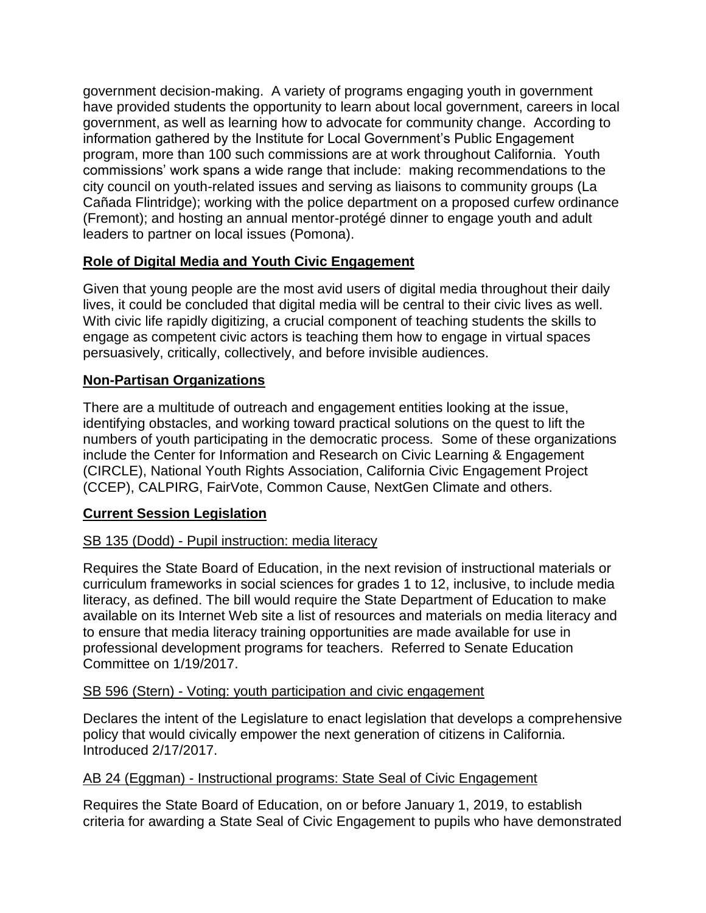government decision-making. A variety of programs engaging youth in government have provided students the opportunity to learn about local government, careers in local government, as well as learning how to advocate for community change. According to information gathered by the Institute for Local Government's Public Engagement program, more than 100 such commissions are at work throughout California. Youth commissions' work spans a wide range that include: making recommendations to the city council on youth-related issues and serving as liaisons to community groups (La Cañada Flintridge); working with the police department on a proposed curfew ordinance (Fremont); and hosting an annual mentor-protégé dinner to engage youth and adult leaders to partner on local issues (Pomona).

## Role of Digital Media and Youth Civic Engagement

Given that young people are the most avid users of digital media throughout their daily lives, it could be concluded that digital media will be central to their civic lives as well. With civic life rapidly digitizing, a crucial component of teaching students the skills to engage as competent civic actors is teaching them how to engage in virtual spaces persuasively, critically, collectively, and before invisible audiences.

## Non-Partisan Organizations

There are a multitude of outreach and engagement entities looking at the issue, identifying obstacles, and working toward practical solutions on the quest to lift the numbers of youth participating in the democratic process. Some of these organizations include the Center for Information and Research on Civic Learning & Engagement (CIRCLE), National Youth Rights Association, California Civic Engagement Project (CCEP), CALPIRG, FairVote, Common Cause, NextGen Climate and others.

## Current Session Legislation

### SB 135 (Dodd) - Pupil instruction: media literacy

Requires the State Board of Education, in the next revision of instructional materials or curriculum frameworks in social sciences for grades 1 to 12, inclusive, to include media literacy, as defined. The bill would require the State Department of Education to make available on its Internet Web site a list of resources and materials on media literacy and to ensure that media literacy training opportunities are made available for use in professional development programs for teachers. Referred to Senate Education Committee on 1/19/2017.

### SB 596 (Stern) - Voting: youth participation and civic engagement

Declares the intent of the Legislature to enact legislation that develops a comprehensive policy that would civically empower the next generation of citizens in California. Introduced 2/17/2017.

### AB 24 (Eggman) - Instructional programs: State Seal of Civic Engagement

Requires the State Board of Education, on or before January 1, 2019, to establish criteria for awarding a State Seal of Civic Engagement to pupils who have demonstrated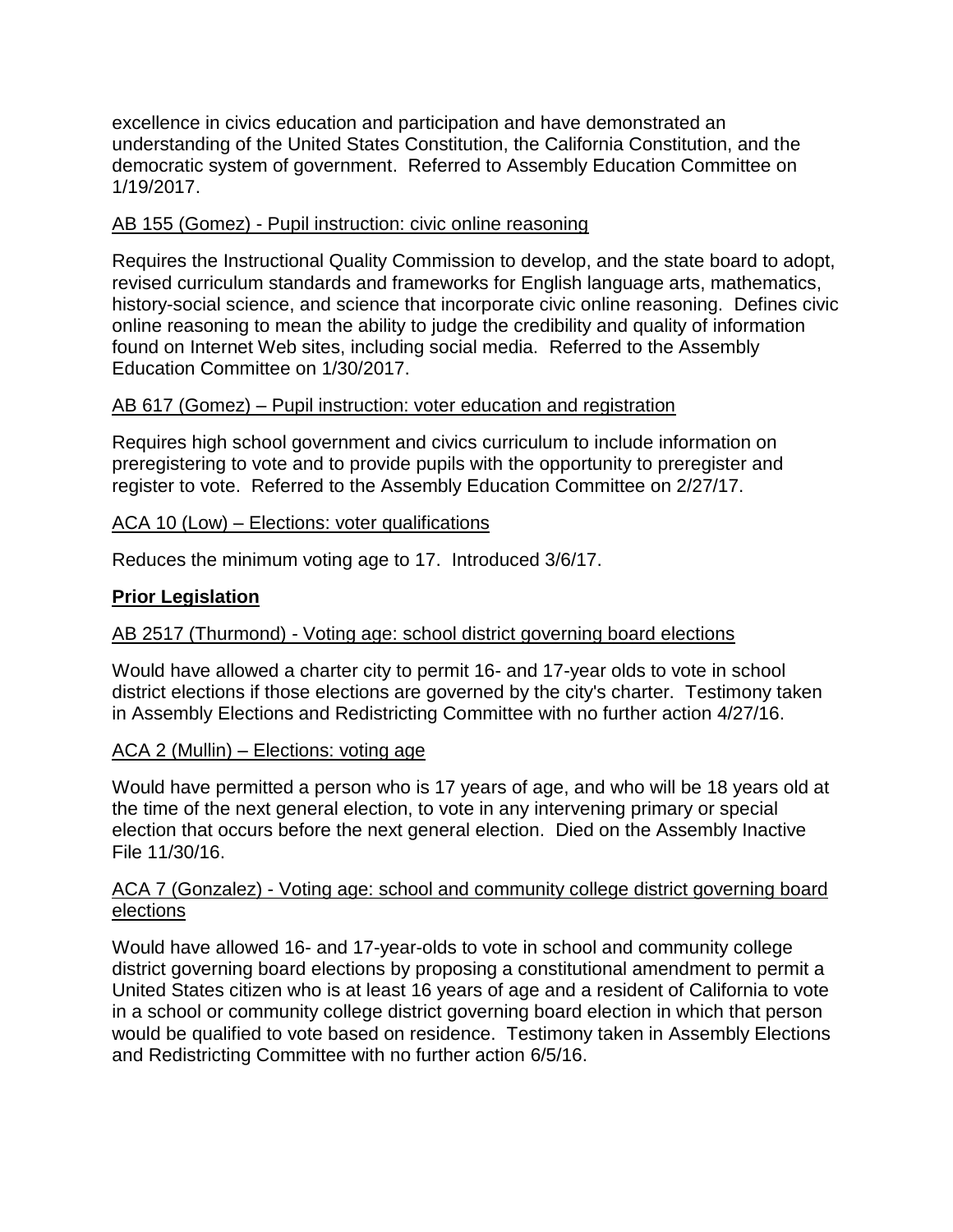excellence in civics education and participation and have demonstrated an understanding of the United States Constitution, the California Constitution, and the democratic system of government. Referred to Assembly Education Committee on 1/19/2017.

<u>AB 155 (Gomez) - Pupil instruction: civic online reasoning</u>

Requires the Instructional Quality Commission to develop, and the state board to adopt, revised curriculum standards and frameworks for English language arts, mathematics, history-social science, and science that incorporate civic online reasoning. Defines civic online reasoning to mean the ability to judge the credibility and quality of information found on Internet Web sites, including social media. Referred to the Assembly Education Committee on 1/30/2017.

<u>AB 617 (Gomez) – Pupil instruction: voter education and registration</u>

Requires high school government and civics curriculum to include information on preregistering to vote and to provide pupils with the opportunity to preregister and register to vote. Referred to the Assembly Education Committee on 2/27/17.

<u>ACA 10 (Low) – Elections: voter qualifications</u>

Reduces the minimum voting age to 17. Introduced 3/6/17.

## **<u>Prior Legislation</u>**

<u>AB 2517 (Thurmond) - Voting age: school district governing board elections</u>

Would have allowed a charter city to permit 16- and 17-year olds to vote in school district elections if those elections are governed by the city's charter. Testimony taken in Assembly Elections and Redistricting Committee with no further action 4/27/16.

<u>ACA 2 (Mullin) – Elections: voting age</u>

Would have permitted a person who is 17 years of age, and who will be 18 years old at the time of the next general election, to vote in any intervening primary or special election that occurs before the next general election. Died on the Assembly Inactive File 11/30/16.

<u>ACA 7 (Gonzalez) - Voting age: school and community college district governing board elections</u>

Would have allowed 16- and 17-year-olds to vote in school and community college district governing board elections by proposing a constitutional amendment to permit a United States citizen who is at least 16 years of age and a resident of California to vote in a school or community college district governing board election in which that person would be qualified to vote based on residence. Testimony taken in Assembly Elections and Redistricting Committee with no further action 6/5/16.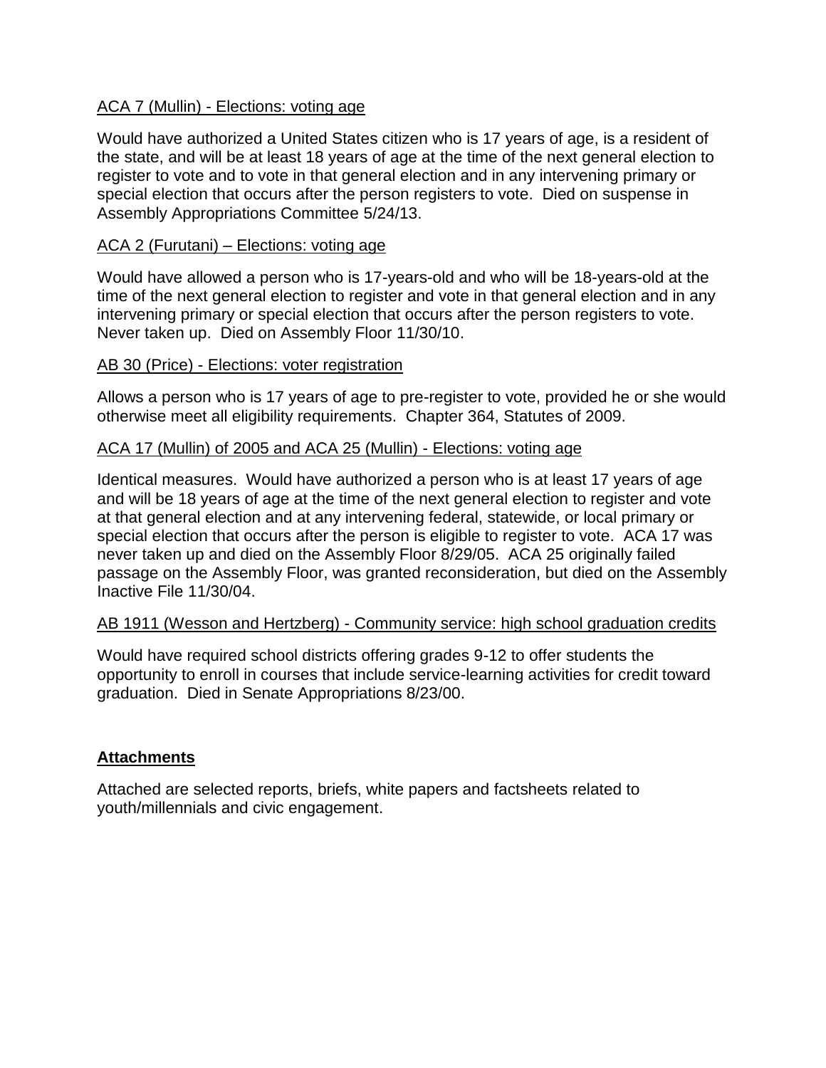ACA 7 (Mullin) - Elections: voting age

Would have authorized a United States citizen who is 17 years of age, is a resident of the state, and will be at least 18 years of age at the time of the next general election to register to vote and to vote in that general election and in any intervening primary or special election that occurs after the person registers to vote. Died on suspense in Assembly Appropriations Committee 5/24/13.

ACA 2 (Furutani) – Elections: voting age

Would have allowed a person who is 17-years-old and who will be 18-years-old at the time of the next general election to register and vote in that general election and in any intervening primary or special election that occurs after the person registers to vote. Never taken up. Died on Assembly Floor 11/30/10.

AB 30 (Price) - Elections: voter registration

Allows a person who is 17 years of age to pre-register to vote, provided he or she would otherwise meet all eligibility requirements. Chapter 364, Statutes of 2009.

ACA 17 (Mullin) of 2005 and ACA 25 (Mullin) - Elections: voting age

Identical measures. Would have authorized a person who is at least 17 years of age and will be 18 years of age at the time of the next general election to register and vote at that general election and at any intervening federal, statewide, or local primary or special election that occurs after the person is eligible to register to vote. ACA 17 was never taken up and died on the Assembly Floor 8/29/05. ACA 25 originally failed passage on the Assembly Floor, was granted reconsideration, but died on the Assembly Inactive File 11/30/04.

AB 1911 (Wesson and Hertzberg) - Community service: high school graduation credits

Would have required school districts offering grades 9-12 to offer students the opportunity to enroll in courses that include service-learning activities for credit toward graduation. Died in Senate Appropriations 8/23/00.

## Attachments

Attached are selected reports, briefs, white papers and factsheets related to youth/millennials and civic engagement.